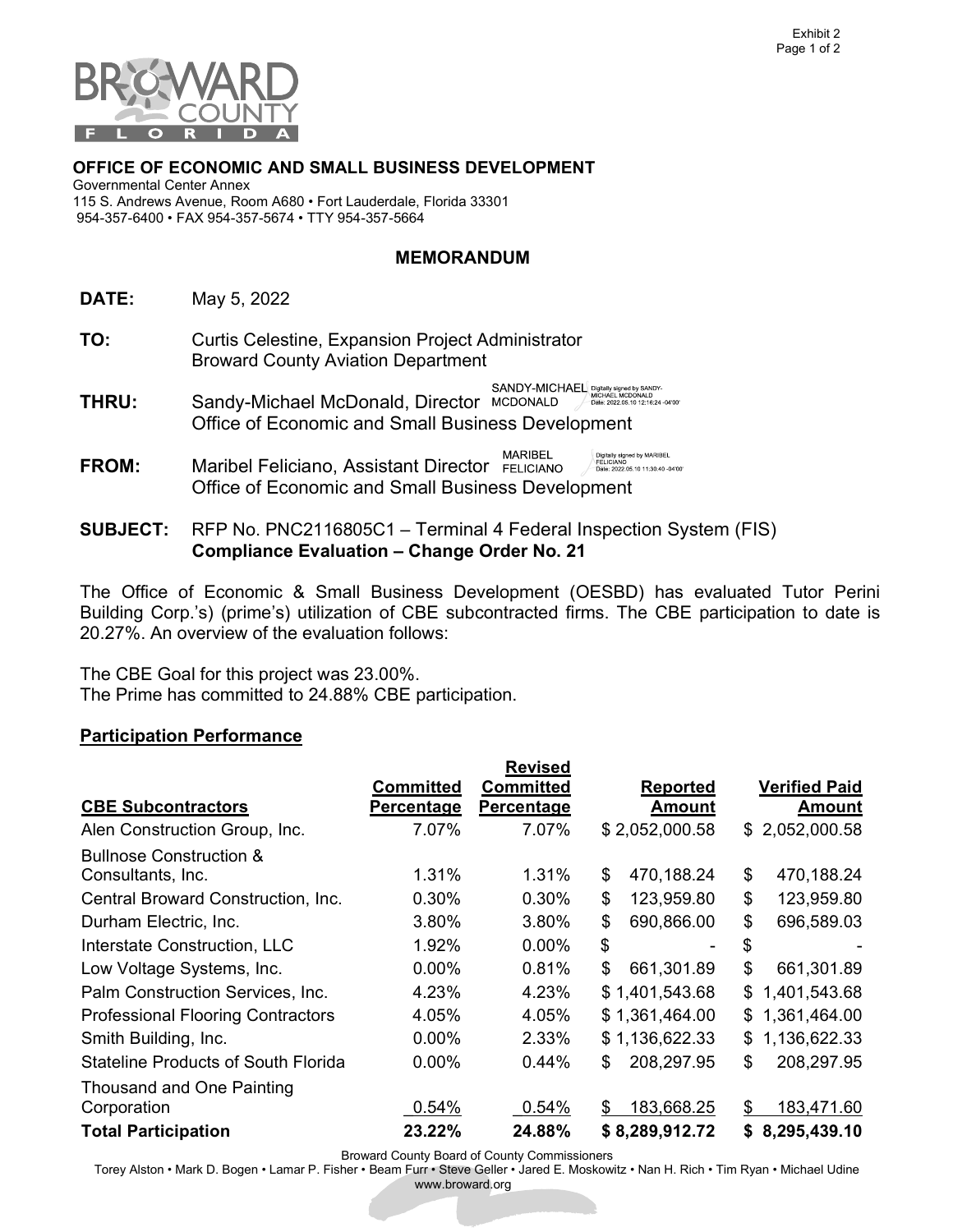Exhibit 2

**OFFICE OF ECONOMIC AND SMALL BUSINESS DEVELOPMENT**
Governmental Center Annex
115 S. Andrews Avenue, Room A680 • Fort Lauderdale, Florida 33301
954-357-6400 • FAX 954-357-5674 • TTY 954-357-5664

## MEMORANDUM

**DATE:** May 5, 2022

**TO:** Curtis Celestine, Expansion Project Administrator
Broward County Aviation Department

**THRU:** Sandy-Michael McDonald, Director
Office of Economic and Small Business Development

**FROM:** Maribel Feliciano, Assistant Director
Office of Economic and Small Business Development

**SUBJECT:** RFP No. PNC2116805C1 – Terminal 4 Federal Inspection System (FIS)
**Compliance Evaluation – Change Order No. 21**

The Office of Economic & Small Business Development (OESBD) has evaluated Tutor Perini Building Corp.'s) (prime's) utilization of CBE subcontracted firms. The CBE participation to date is 20.27%. An overview of the evaluation follows:

The CBE Goal for this project was 23.00%.
The Prime has committed to 24.88% CBE participation.

**Participation Performance**

| CBE Subcontractors | Committed Percentage | Revised Committed Percentage | Reported Amount | Verified Paid Amount |
|---|---|---|---|---|
| Alen Construction Group, Inc. | 7.07% | 7.07% | $ 2,052,000.58 | $ 2,052,000.58 |
| Bullnose Construction & Consultants, Inc. | 1.31% | 1.31% | $ 470,188.24 | $ 470,188.24 |
| Central Broward Construction, Inc. | 0.30% | 0.30% | $ 123,959.80 | $ 123,959.80 |
| Durham Electric, Inc. | 3.80% | 3.80% | $ 690,866.00 | $ 696,589.03 |
| Interstate Construction, LLC | 1.92% | 0.00% | $ - | $ - |
| Low Voltage Systems, Inc. | 0.00% | 0.81% | $ 661,301.89 | $ 661,301.89 |
| Palm Construction Services, Inc. | 4.23% | 4.23% | $ 1,401,543.68 | $ 1,401,543.68 |
| Professional Flooring Contractors | 4.05% | 4.05% | $ 1,361,464.00 | $ 1,361,464.00 |
| Smith Building, Inc. | 0.00% | 2.33% | $ 1,136,622.33 | $ 1,136,622.33 |
| Stateline Products of South Florida | 0.00% | 0.44% | $ 208,297.95 | $ 208,297.95 |
| Thousand and One Painting Corporation | 0.54% | 0.54% | $ 183,668.25 | $ 183,471.60 |
| **Total Participation** | **23.22%** | **24.88%** | **$ 8,289,912.72** | **$ 8,295,439.10** |

Broward County Board of County Commissioners
Torey Alston • Mark D. Bogen • Lamar P. Fisher • Beam Furr • Steve Geller • Jared E. Moskowitz • Nan H. Rich • Tim Ryan • Michael Udine
www.broward.org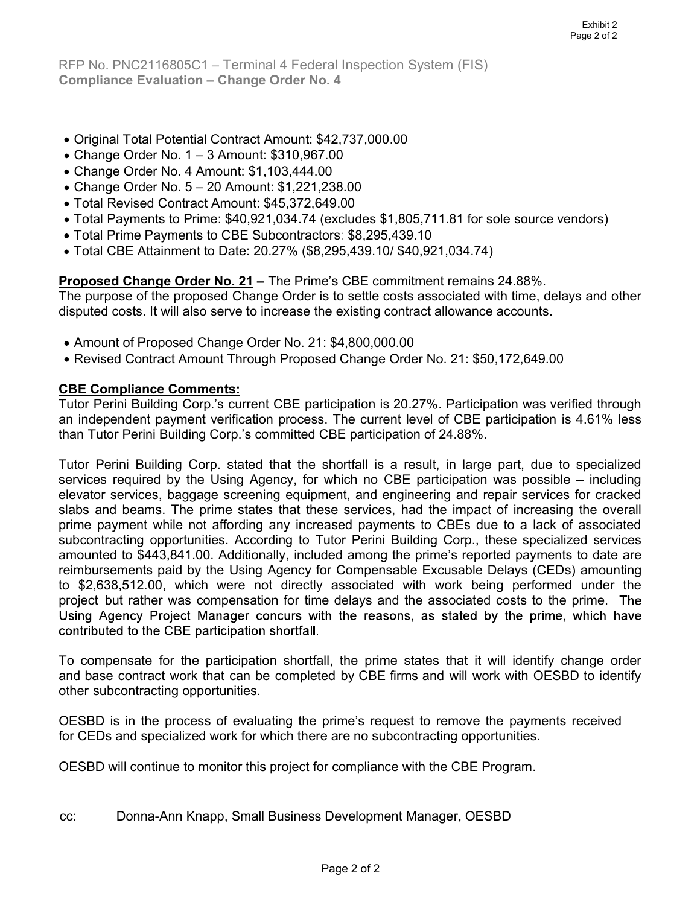RFP No. PNC2116805C1 – Terminal 4 Federal Inspection System (FIS)
**Compliance Evaluation – Change Order No. 4**

- Original Total Potential Contract Amount: $42,737,000.00
- Change Order No. 1 – 3 Amount: $310,967.00
- Change Order No. 4 Amount: $1,103,444.00
- Change Order No. 5 – 20 Amount: $1,221,238.00
- Total Revised Contract Amount: $45,372,649.00
- Total Payments to Prime: $40,921,034.74 (excludes $1,805,711.81 for sole source vendors)
- Total Prime Payments to CBE Subcontractors: $8,295,439.10
- Total CBE Attainment to Date: 20.27% ($8,295,439.10/ $40,921,034.74)

**Proposed Change Order No. 21 –** The Prime's CBE commitment remains 24.88%.
The purpose of the proposed Change Order is to settle costs associated with time, delays and other disputed costs. It will also serve to increase the existing contract allowance accounts.

- Amount of Proposed Change Order No. 21: $4,800,000.00
- Revised Contract Amount Through Proposed Change Order No. 21: $50,172,649.00

**CBE Compliance Comments:**
Tutor Perini Building Corp.'s current CBE participation is 20.27%. Participation was verified through an independent payment verification process. The current level of CBE participation is 4.61% less than Tutor Perini Building Corp.'s committed CBE participation of 24.88%.

Tutor Perini Building Corp. stated that the shortfall is a result, in large part, due to specialized services required by the Using Agency, for which no CBE participation was possible – including elevator services, baggage screening equipment, and engineering and repair services for cracked slabs and beams. The prime states that these services, had the impact of increasing the overall prime payment while not affording any increased payments to CBEs due to a lack of associated subcontracting opportunities. According to Tutor Perini Building Corp., these specialized services amounted to $443,841.00. Additionally, included among the prime's reported payments to date are reimbursements paid by the Using Agency for Compensable Excusable Delays (CEDs) amounting to $2,638,512.00, which were not directly associated with work being performed under the project but rather was compensation for time delays and the associated costs to the prime. The Using Agency Project Manager concurs with the reasons, as stated by the prime, which have contributed to the CBE participation shortfall.

To compensate for the participation shortfall, the prime states that it will identify change order and base contract work that can be completed by CBE firms and will work with OESBD to identify other subcontracting opportunities.

OESBD is in the process of evaluating the prime's request to remove the payments received for CEDs and specialized work for which there are no subcontracting opportunities.

OESBD will continue to monitor this project for compliance with the CBE Program.

cc: Donna-Ann Knapp, Small Business Development Manager, OESBD